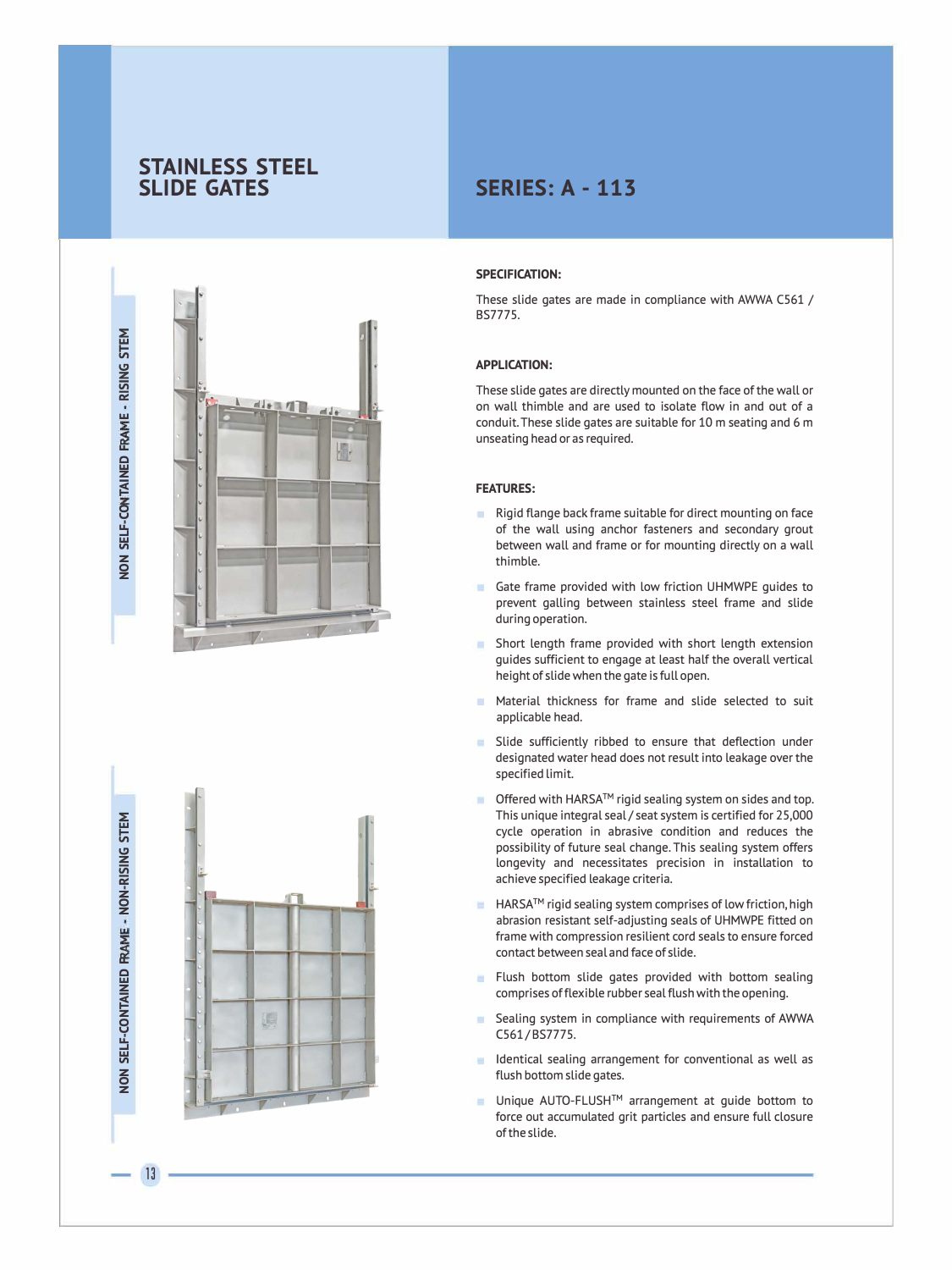# STAINLESS STEEL SLIDE GATES

## SERIES: A - 113

NON SELF-CONTAINED FRAME - RISING STEM

NON SELF-CONTAINED FRAME - NON-RISING STEM

### SPECIFICATION:

These slide gates are made in compliance with AWWA C561 / BS7775.

### APPLICATION:

These slide gates are directly mounted on the face of the wall or on wall thimble and are used to isolate flow in and out of a conduit. These slide gates are suitable for 10 m seating and 6 m unseating head or as required.

### FEATURES:

- Rigid flange back frame suitable for direct mounting on face of the wall using anchor fasteners and secondary grout between wall and frame or for mounting directly on a wall thimble.
- Gate frame provided with low friction UHMWPE guides to prevent galling between stainless steel frame and slide during operation.
- Short length frame provided with short length extension guides sufficient to engage at least half the overall vertical height of slide when the gate is full open.
- Material thickness for frame and slide selected to suit applicable head.
- Slide sufficiently ribbed to ensure that deflection under designated water head does not result into leakage over the specified limit.
- Offered with HARSA™ rigid sealing system on sides and top. This unique integral seal / seat system is certified for 25,000 cycle operation in abrasive condition and reduces the possibility of future seal change. This sealing system offers longevity and necessitates precision in installation to achieve specified leakage criteria.
- HARSA™ rigid sealing system comprises of low friction, high abrasion resistant self-adjusting seals of UHMWPE fitted on frame with compression resilient cord seals to ensure forced contact between seal and face of slide.
- Flush bottom slide gates provided with bottom sealing comprises of flexible rubber seal flush with the opening.
- Sealing system in compliance with requirements of AWWA C561 / BS7775.
- Identical sealing arrangement for conventional as well as flush bottom slide gates.
- Unique AUTO-FLUSH™ arrangement at guide bottom to force out accumulated grit particles and ensure full closure of the slide.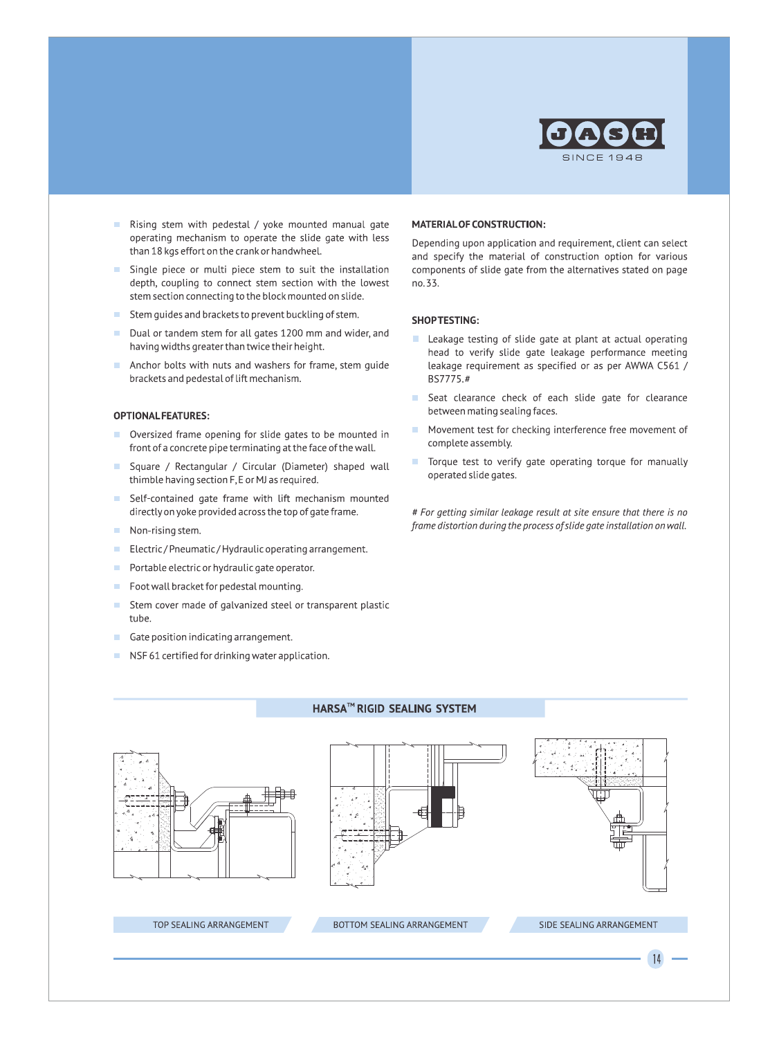- Rising stem with pedestal / yoke mounted manual gate operating mechanism to operate the slide gate with less than 18 kgs effort on the crank or handwheel.
- Single piece or multi piece stem to suit the installation depth, coupling to connect stem section with the lowest stem section connecting to the block mounted on slide.
- Stem guides and brackets to prevent buckling of stem.
- Dual or tandem stem for all gates 1200 mm and wider, and having widths greater than twice their height.
- Anchor bolts with nuts and washers for frame, stem guide brackets and pedestal of lift mechanism.

## OPTIONAL FEATURES:

- Oversized frame opening for slide gates to be mounted in front of a concrete pipe terminating at the face of the wall.
- Square / Rectangular / Circular (Diameter) shaped wall thimble having section F, E or MJ as required.
- Self-contained gate frame with lift mechanism mounted directly on yoke provided across the top of gate frame.
- Non-rising stem.
- Electric / Pneumatic / Hydraulic operating arrangement.
- Portable electric or hydraulic gate operator.
- Foot wall bracket for pedestal mounting.
- Stem cover made of galvanized steel or transparent plastic tube.
- Gate position indicating arrangement.
- NSF 61 certified for drinking water application.

## MATERIAL OF CONSTRUCTION:

Depending upon application and requirement, client can select and specify the material of construction option for various components of slide gate from the alternatives stated on page no. 33.

## SHOP TESTING:

- Leakage testing of slide gate at plant at actual operating head to verify slide gate leakage performance meeting leakage requirement as specified or as per AWWA C561 / BS7775.#
- Seat clearance check of each slide gate for clearance between mating sealing faces.
- Movement test for checking interference free movement of complete assembly.
- Torque test to verify gate operating torque for manually operated slide gates.

*# For getting similar leakage result at site ensure that there is no frame distortion during the process of slide gate installation on wall.*

## HARSA™ RIGID SEALING SYSTEM

TOP SEALING ARRANGEMENT

BOTTOM SEALING ARRANGEMENT

SIDE SEALING ARRANGEMENT